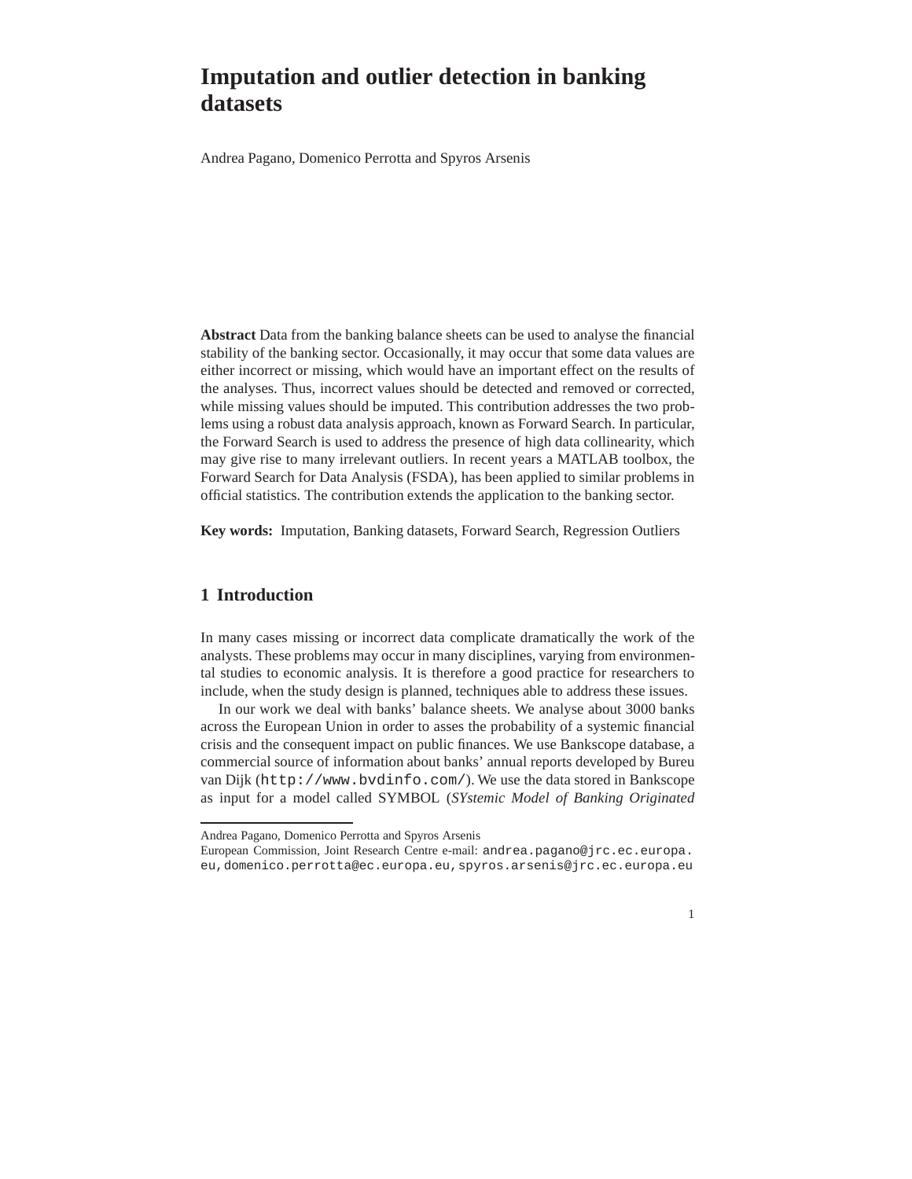# Imputation and outlier detection in banking datasets

Andrea Pagano, Domenico Perrotta and Spyros Arsenis

**Abstract** Data from the banking balance sheets can be used to analyse the financial stability of the banking sector. Occasionally, it may occur that some data values are either incorrect or missing, which would have an important effect on the results of the analyses. Thus, incorrect values should be detected and removed or corrected, while missing values should be imputed. This contribution addresses the two problems using a robust data analysis approach, known as Forward Search. In particular, the Forward Search is used to address the presence of high data collinearity, which may give rise to many irrelevant outliers. In recent years a MATLAB toolbox, the Forward Search for Data Analysis (FSDA), has been applied to similar problems in official statistics. The contribution extends the application to the banking sector.

**Key words:** Imputation, Banking datasets, Forward Search, Regression Outliers

## 1 Introduction

In many cases missing or incorrect data complicate dramatically the work of the analysts. These problems may occur in many disciplines, varying from environmental studies to economic analysis. It is therefore a good practice for researchers to include, when the study design is planned, techniques able to address these issues.

In our work we deal with banks' balance sheets. We analyse about 3000 banks across the European Union in order to asses the probability of a systemic financial crisis and the consequent impact on public finances. We use Bankscope database, a commercial source of information about banks' annual reports developed by Bureu van Dijk (`http://www.bvdinfo.com/`). We use the data stored in Bankscope as input for a model called SYMBOL (*SYstemic Model of Banking Originated*

---

Andrea Pagano, Domenico Perrotta and Spyros Arsenis
European Commission, Joint Research Centre e-mail: `andrea.pagano@jrc.ec.europa.eu`, `domenico.perrotta@ec.europa.eu`, `spyros.arsenis@jrc.ec.europa.eu`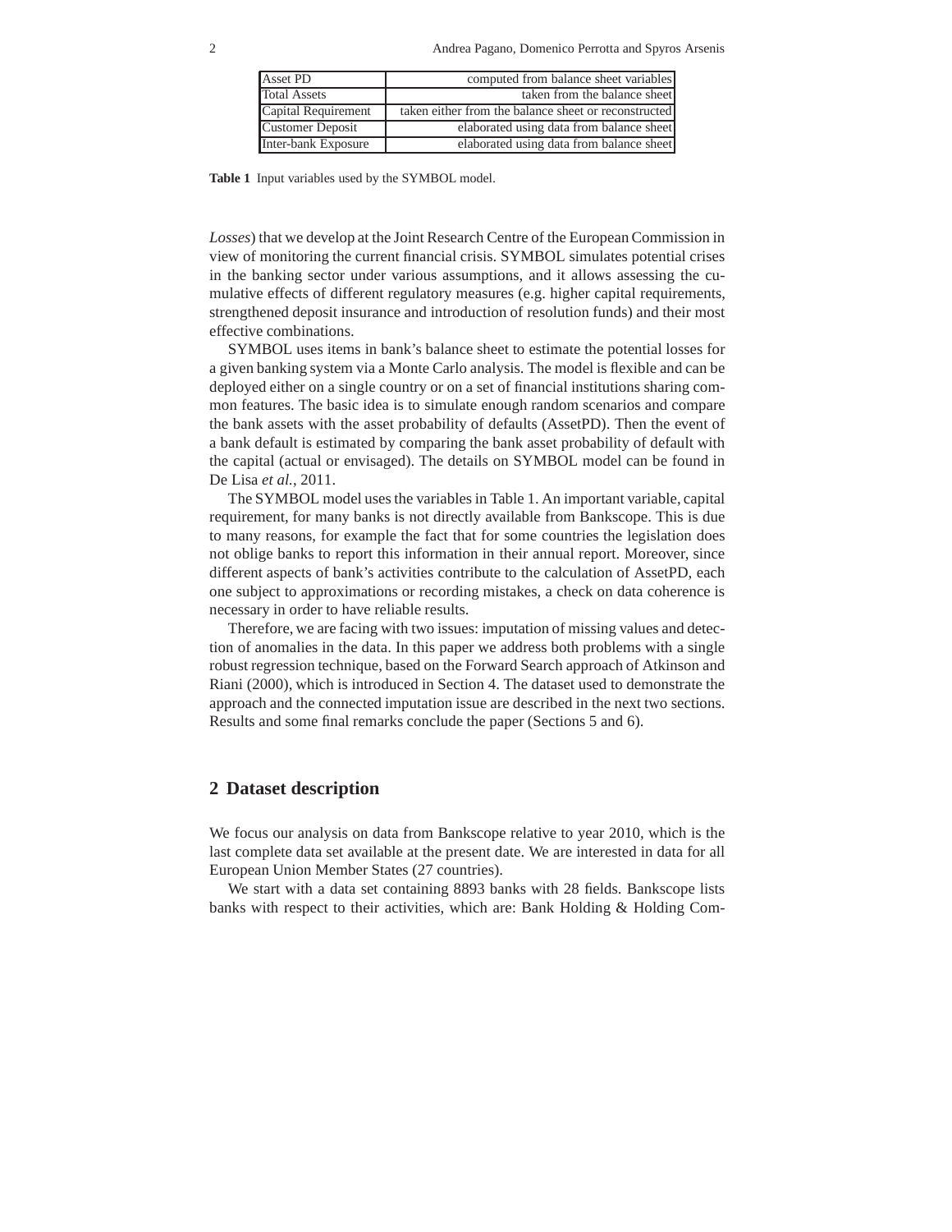| Asset PD | computed from balance sheet variables |
|---|---|
| Total Assets | taken from the balance sheet |
| Capital Requirement | taken either from the balance sheet or reconstructed |
| Customer Deposit | elaborated using data from balance sheet |
| Inter-bank Exposure | elaborated using data from balance sheet |

**Table 1** Input variables used by the SYMBOL model.

*Losses*) that we develop at the Joint Research Centre of the European Commission in view of monitoring the current financial crisis. SYMBOL simulates potential crises in the banking sector under various assumptions, and it allows assessing the cumulative effects of different regulatory measures (e.g. higher capital requirements, strengthened deposit insurance and introduction of resolution funds) and their most effective combinations.

SYMBOL uses items in bank's balance sheet to estimate the potential losses for a given banking system via a Monte Carlo analysis. The model is flexible and can be deployed either on a single country or on a set of financial institutions sharing common features. The basic idea is to simulate enough random scenarios and compare the bank assets with the asset probability of defaults (AssetPD). Then the event of a bank default is estimated by comparing the bank asset probability of default with the capital (actual or envisaged). The details on SYMBOL model can be found in De Lisa *et al.*, 2011.

The SYMBOL model uses the variables in Table 1. An important variable, capital requirement, for many banks is not directly available from Bankscope. This is due to many reasons, for example the fact that for some countries the legislation does not oblige banks to report this information in their annual report. Moreover, since different aspects of bank's activities contribute to the calculation of AssetPD, each one subject to approximations or recording mistakes, a check on data coherence is necessary in order to have reliable results.

Therefore, we are facing with two issues: imputation of missing values and detection of anomalies in the data. In this paper we address both problems with a single robust regression technique, based on the Forward Search approach of Atkinson and Riani (2000), which is introduced in Section 4. The dataset used to demonstrate the approach and the connected imputation issue are described in the next two sections. Results and some final remarks conclude the paper (Sections 5 and 6).

## 2 Dataset description

We focus our analysis on data from Bankscope relative to year 2010, which is the last complete data set available at the present date. We are interested in data for all European Union Member States (27 countries).

We start with a data set containing 8893 banks with 28 fields. Bankscope lists banks with respect to their activities, which are: Bank Holding & Holding Com-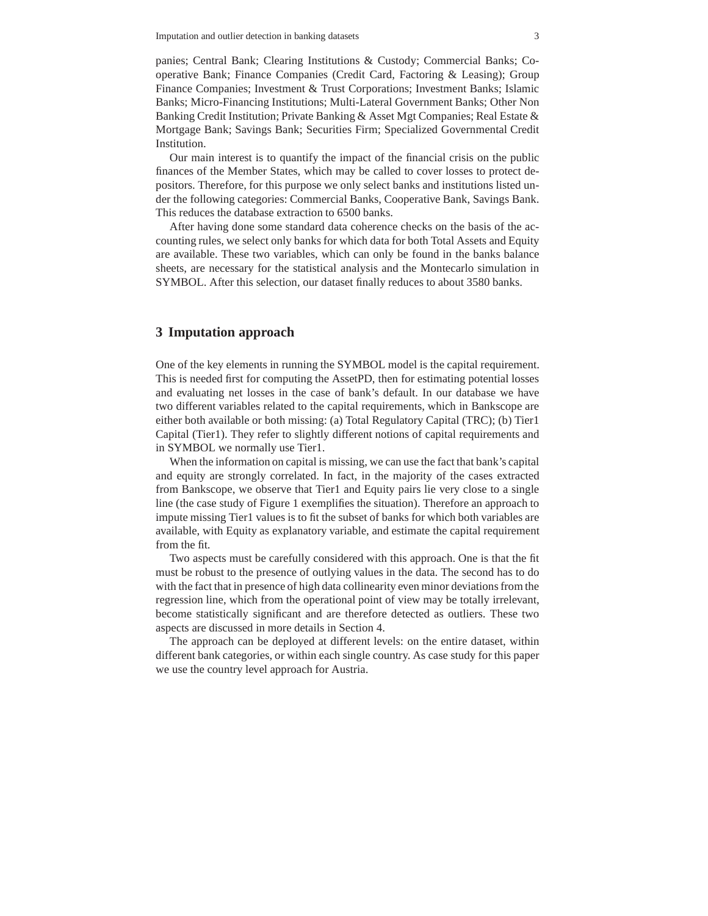panies; Central Bank; Clearing Institutions & Custody; Commercial Banks; Cooperative Bank; Finance Companies (Credit Card, Factoring & Leasing); Group Finance Companies; Investment & Trust Corporations; Investment Banks; Islamic Banks; Micro-Financing Institutions; Multi-Lateral Government Banks; Other Non Banking Credit Institution; Private Banking & Asset Mgt Companies; Real Estate & Mortgage Bank; Savings Bank; Securities Firm; Specialized Governmental Credit Institution.

Our main interest is to quantify the impact of the financial crisis on the public finances of the Member States, which may be called to cover losses to protect depositors. Therefore, for this purpose we only select banks and institutions listed under the following categories: Commercial Banks, Cooperative Bank, Savings Bank. This reduces the database extraction to 6500 banks.

After having done some standard data coherence checks on the basis of the accounting rules, we select only banks for which data for both Total Assets and Equity are available. These two variables, which can only be found in the banks balance sheets, are necessary for the statistical analysis and the Montecarlo simulation in SYMBOL. After this selection, our dataset finally reduces to about 3580 banks.

## 3 Imputation approach

One of the key elements in running the SYMBOL model is the capital requirement. This is needed first for computing the AssetPD, then for estimating potential losses and evaluating net losses in the case of bank's default. In our database we have two different variables related to the capital requirements, which in Bankscope are either both available or both missing: (a) Total Regulatory Capital (TRC); (b) Tier1 Capital (Tier1). They refer to slightly different notions of capital requirements and in SYMBOL we normally use Tier1.

When the information on capital is missing, we can use the fact that bank's capital and equity are strongly correlated. In fact, in the majority of the cases extracted from Bankscope, we observe that Tier1 and Equity pairs lie very close to a single line (the case study of Figure 1 exemplifies the situation). Therefore an approach to impute missing Tier1 values is to fit the subset of banks for which both variables are available, with Equity as explanatory variable, and estimate the capital requirement from the fit.

Two aspects must be carefully considered with this approach. One is that the fit must be robust to the presence of outlying values in the data. The second has to do with the fact that in presence of high data collinearity even minor deviations from the regression line, which from the operational point of view may be totally irrelevant, become statistically significant and are therefore detected as outliers. These two aspects are discussed in more details in Section 4.

The approach can be deployed at different levels: on the entire dataset, within different bank categories, or within each single country. As case study for this paper we use the country level approach for Austria.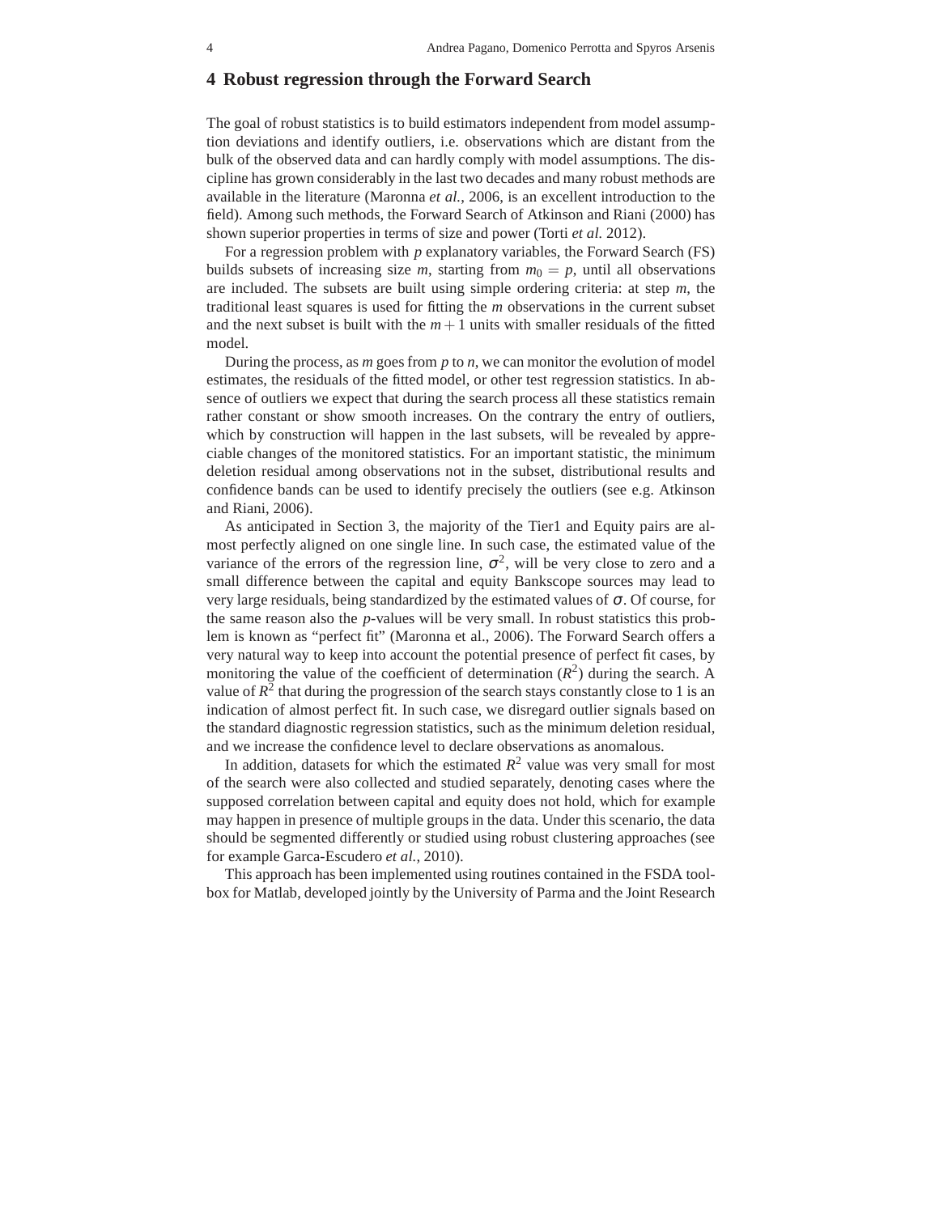## 4 Robust regression through the Forward Search

The goal of robust statistics is to build estimators independent from model assumption deviations and identify outliers, i.e. observations which are distant from the bulk of the observed data and can hardly comply with model assumptions. The discipline has grown considerably in the last two decades and many robust methods are available in the literature (Maronna *et al.*, 2006, is an excellent introduction to the field). Among such methods, the Forward Search of Atkinson and Riani (2000) has shown superior properties in terms of size and power (Torti *et al.* 2012).

For a regression problem with $p$ explanatory variables, the Forward Search (FS) builds subsets of increasing size $m$, starting from $m_0 = p$, until all observations are included. The subsets are built using simple ordering criteria: at step $m$, the traditional least squares is used for fitting the $m$ observations in the current subset and the next subset is built with the $m+1$ units with smaller residuals of the fitted model.

During the process, as $m$ goes from $p$ to $n$, we can monitor the evolution of model estimates, the residuals of the fitted model, or other test regression statistics. In absence of outliers we expect that during the search process all these statistics remain rather constant or show smooth increases. On the contrary the entry of outliers, which by construction will happen in the last subsets, will be revealed by appreciable changes of the monitored statistics. For an important statistic, the minimum deletion residual among observations not in the subset, distributional results and confidence bands can be used to identify precisely the outliers (see e.g. Atkinson and Riani, 2006).

As anticipated in Section 3, the majority of the Tier1 and Equity pairs are almost perfectly aligned on one single line. In such case, the estimated value of the variance of the errors of the regression line, $\sigma^2$, will be very close to zero and a small difference between the capital and equity Bankscope sources may lead to very large residuals, being standardized by the estimated values of $\sigma$. Of course, for the same reason also the $p$-values will be very small. In robust statistics this problem is known as "perfect fit" (Maronna et al., 2006). The Forward Search offers a very natural way to keep into account the potential presence of perfect fit cases, by monitoring the value of the coefficient of determination ($R^2$) during the search. A value of $R^2$ that during the progression of the search stays constantly close to 1 is an indication of almost perfect fit. In such case, we disregard outlier signals based on the standard diagnostic regression statistics, such as the minimum deletion residual, and we increase the confidence level to declare observations as anomalous.

In addition, datasets for which the estimated $R^2$ value was very small for most of the search were also collected and studied separately, denoting cases where the supposed correlation between capital and equity does not hold, which for example may happen in presence of multiple groups in the data. Under this scenario, the data should be segmented differently or studied using robust clustering approaches (see for example Garca-Escudero *et al.*, 2010).

This approach has been implemented using routines contained in the FSDA toolbox for Matlab, developed jointly by the University of Parma and the Joint Research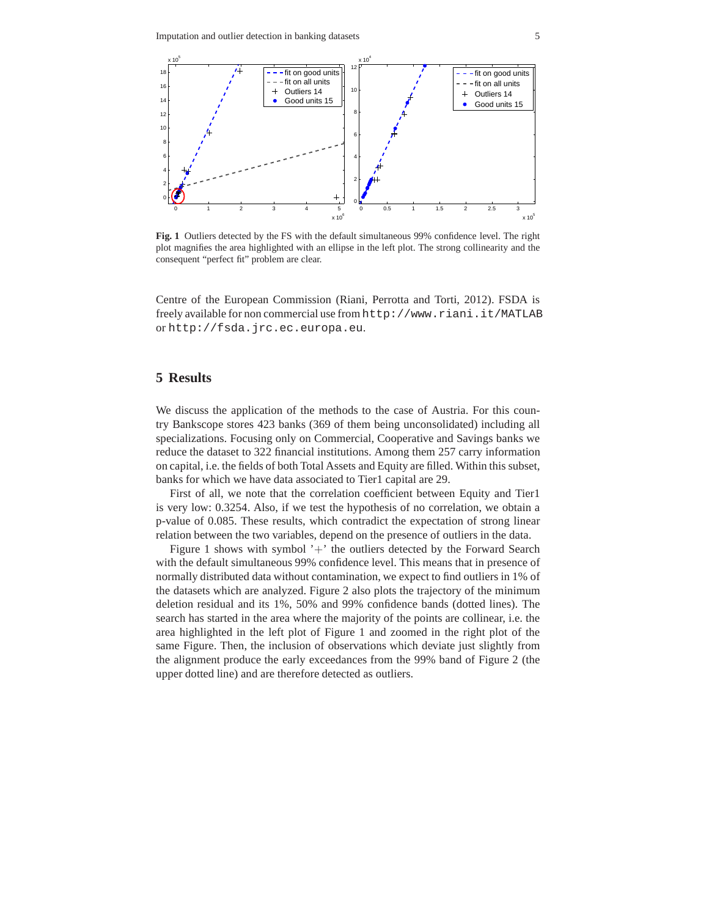**Fig. 1** Outliers detected by the FS with the default simultaneous 99% confidence level. The right plot magnifies the area highlighted with an ellipse in the left plot. The strong collinearity and the consequent "perfect fit" problem are clear.

Centre of the European Commission (Riani, Perrotta and Torti, 2012). FSDA is freely available for non commercial use from `http://www.riani.it/MATLAB` or `http://fsda.jrc.ec.europa.eu`.

## 5 Results

We discuss the application of the methods to the case of Austria. For this country Bankscope stores 423 banks (369 of them being unconsolidated) including all specializations. Focusing only on Commercial, Cooperative and Savings banks we reduce the dataset to 322 financial institutions. Among them 257 carry information on capital, i.e. the fields of both Total Assets and Equity are filled. Within this subset, banks for which we have data associated to Tier1 capital are 29.

First of all, we note that the correlation coefficient between Equity and Tier1 is very low: 0.3254. Also, if we test the hypothesis of no correlation, we obtain a p-value of 0.085. These results, which contradict the expectation of strong linear relation between the two variables, depend on the presence of outliers in the data.

Figure 1 shows with symbol '$+$' the outliers detected by the Forward Search with the default simultaneous 99% confidence level. This means that in presence of normally distributed data without contamination, we expect to find outliers in 1% of the datasets which are analyzed. Figure 2 also plots the trajectory of the minimum deletion residual and its 1%, 50% and 99% confidence bands (dotted lines). The search has started in the area where the majority of the points are collinear, i.e. the area highlighted in the left plot of Figure 1 and zoomed in the right plot of the same Figure. Then, the inclusion of observations which deviate just slightly from the alignment produce the early exceedances from the 99% band of Figure 2 (the upper dotted line) and are therefore detected as outliers.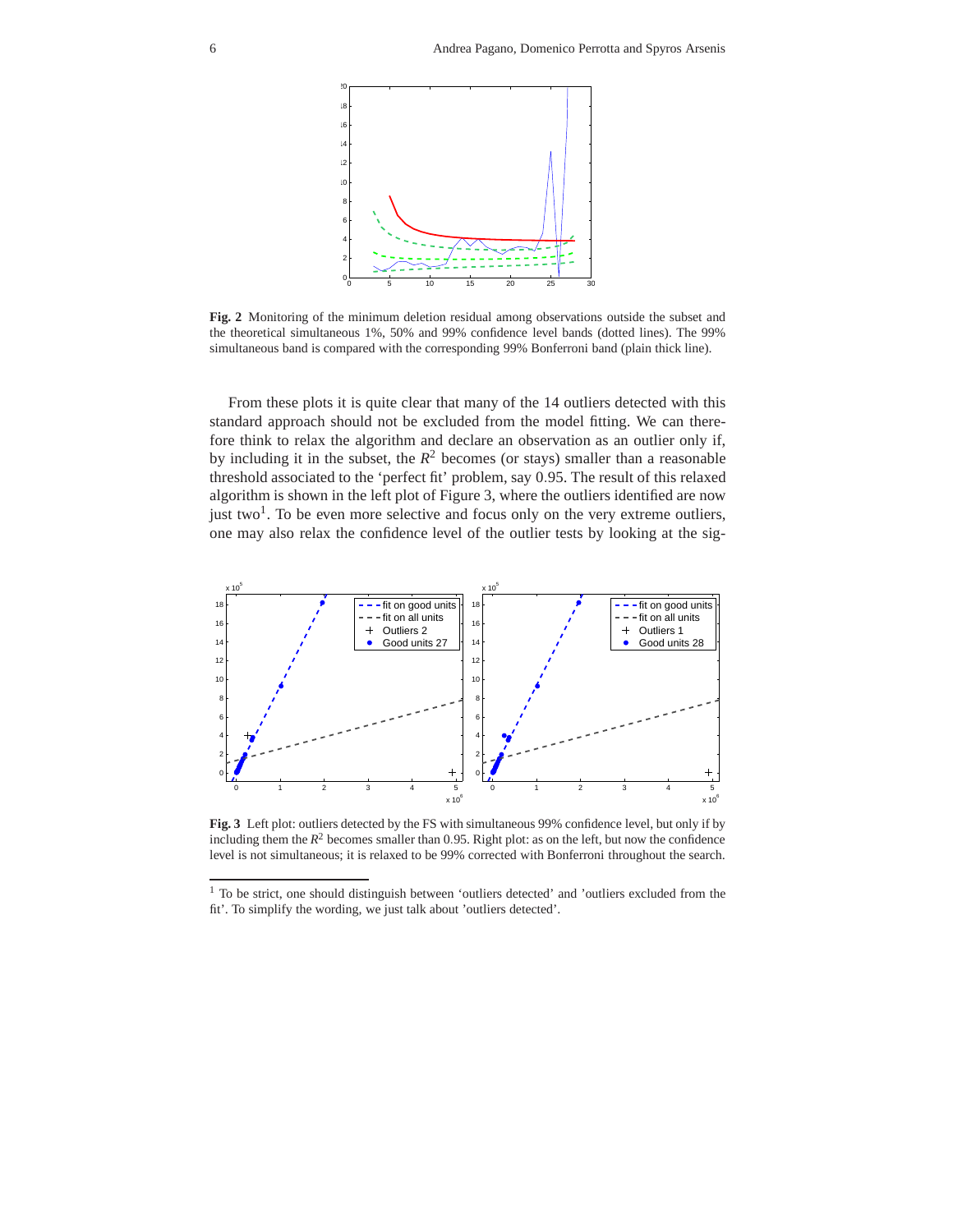**Fig. 2** Monitoring of the minimum deletion residual among observations outside the subset and the theoretical simultaneous 1%, 50% and 99% confidence level bands (dotted lines). The 99% simultaneous band is compared with the corresponding 99% Bonferroni band (plain thick line).

From these plots it is quite clear that many of the 14 outliers detected with this standard approach should not be excluded from the model fitting. We can therefore think to relax the algorithm and declare an observation as an outlier only if, by including it in the subset, the $R^2$ becomes (or stays) smaller than a reasonable threshold associated to the 'perfect fit' problem, say 0.95. The result of this relaxed algorithm is shown in the left plot of Figure 3, where the outliers identified are now just two[1]. To be even more selective and focus only on the very extreme outliers, one may also relax the confidence level of the outlier tests by looking at the sig-

**Fig. 3** Left plot: outliers detected by the FS with simultaneous 99% confidence level, but only if by including them the $R^2$ becomes smaller than 0.95. Right plot: as on the left, but now the confidence level is not simultaneous; it is relaxed to be 99% corrected with Bonferroni throughout the search.

[1] To be strict, one should distinguish between 'outliers detected' and 'outliers excluded from the fit'. To simplify the wording, we just talk about 'outliers detected'.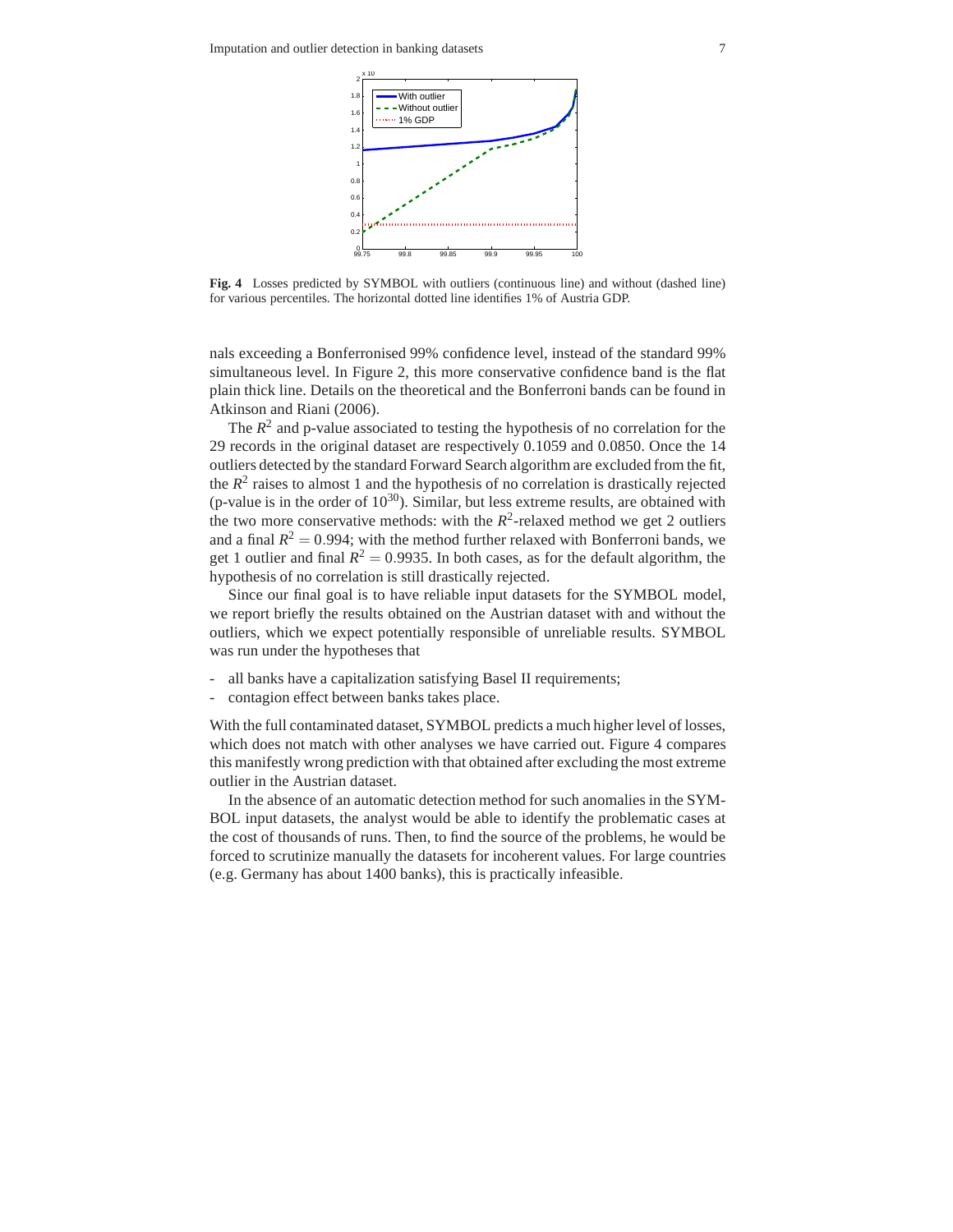**Fig. 4** Losses predicted by SYMBOL with outliers (continuous line) and without (dashed line) for various percentiles. The horizontal dotted line identifies 1% of Austria GDP.

nals exceeding a Bonferronised 99% confidence level, instead of the standard 99% simultaneous level. In Figure 2, this more conservative confidence band is the flat plain thick line. Details on the theoretical and the Bonferroni bands can be found in Atkinson and Riani (2006).

The $R^2$ and p-value associated to testing the hypothesis of no correlation for the 29 records in the original dataset are respectively 0.1059 and 0.0850. Once the 14 outliers detected by the standard Forward Search algorithm are excluded from the fit, the $R^2$ raises to almost 1 and the hypothesis of no correlation is drastically rejected (p-value is in the order of $10^{30}$). Similar, but less extreme results, are obtained with the two more conservative methods: with the $R^2$-relaxed method we get 2 outliers and a final $R^2 = 0.994$; with the method further relaxed with Bonferroni bands, we get 1 outlier and final $R^2 = 0.9935$. In both cases, as for the default algorithm, the hypothesis of no correlation is still drastically rejected.

Since our final goal is to have reliable input datasets for the SYMBOL model, we report briefly the results obtained on the Austrian dataset with and without the outliers, which we expect potentially responsible of unreliable results. SYMBOL was run under the hypotheses that

- all banks have a capitalization satisfying Basel II requirements;
- contagion effect between banks takes place.

With the full contaminated dataset, SYMBOL predicts a much higher level of losses, which does not match with other analyses we have carried out. Figure 4 compares this manifestly wrong prediction with that obtained after excluding the most extreme outlier in the Austrian dataset.

In the absence of an automatic detection method for such anomalies in the SYMBOL input datasets, the analyst would be able to identify the problematic cases at the cost of thousands of runs. Then, to find the source of the problems, he would be forced to scrutinize manually the datasets for incoherent values. For large countries (e.g. Germany has about 1400 banks), this is practically infeasible.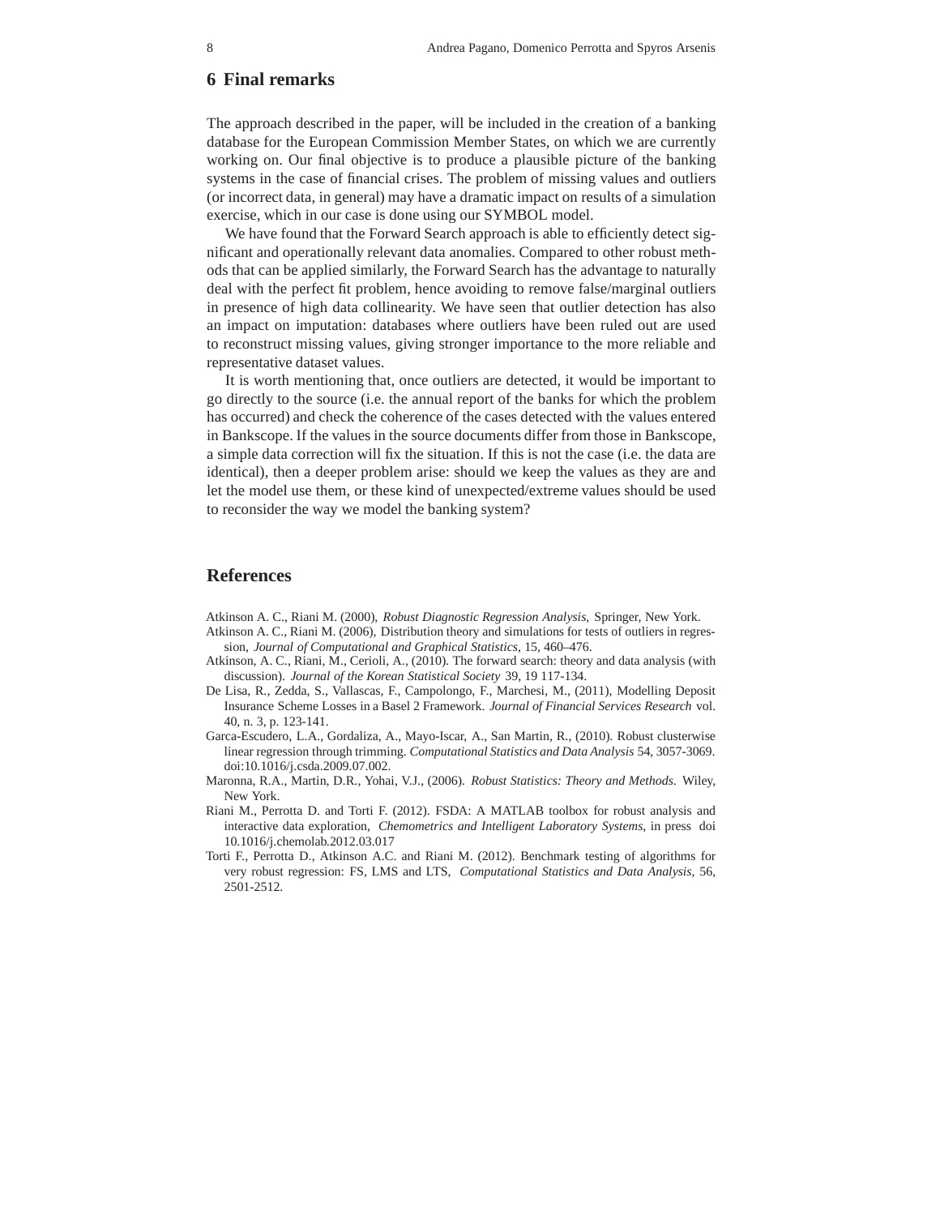## 6 Final remarks

The approach described in the paper, will be included in the creation of a banking database for the European Commission Member States, on which we are currently working on. Our final objective is to produce a plausible picture of the banking systems in the case of financial crises. The problem of missing values and outliers (or incorrect data, in general) may have a dramatic impact on results of a simulation exercise, which in our case is done using our SYMBOL model.

We have found that the Forward Search approach is able to efficiently detect significant and operationally relevant data anomalies. Compared to other robust methods that can be applied similarly, the Forward Search has the advantage to naturally deal with the perfect fit problem, hence avoiding to remove false/marginal outliers in presence of high data collinearity. We have seen that outlier detection has also an impact on imputation: databases where outliers have been ruled out are used to reconstruct missing values, giving stronger importance to the more reliable and representative dataset values.

It is worth mentioning that, once outliers are detected, it would be important to go directly to the source (i.e. the annual report of the banks for which the problem has occurred) and check the coherence of the cases detected with the values entered in Bankscope. If the values in the source documents differ from those in Bankscope, a simple data correction will fix the situation. If this is not the case (i.e. the data are identical), then a deeper problem arise: should we keep the values as they are and let the model use them, or these kind of unexpected/extreme values should be used to reconsider the way we model the banking system?

## References

Atkinson A. C., Riani M. (2000), *Robust Diagnostic Regression Analysis*, Springer, New York.

Atkinson A. C., Riani M. (2006), Distribution theory and simulations for tests of outliers in regression, *Journal of Computational and Graphical Statistics*, 15, 460–476.

Atkinson, A. C., Riani, M., Cerioli, A., (2010). The forward search: theory and data analysis (with discussion). *Journal of the Korean Statistical Society* 39, 19 117-134.

De Lisa, R., Zedda, S., Vallascas, F., Campolongo, F., Marchesi, M., (2011), Modelling Deposit Insurance Scheme Losses in a Basel 2 Framework. *Journal of Financial Services Research* vol. 40, n. 3, p. 123-141.

Garca-Escudero, L.A., Gordaliza, A., Mayo-Iscar, A., San Martin, R., (2010). Robust clusterwise linear regression through trimming. *Computational Statistics and Data Analysis* 54, 3057-3069. doi:10.1016/j.csda.2009.07.002.

Maronna, R.A., Martin, D.R., Yohai, V.J., (2006). *Robust Statistics: Theory and Methods.* Wiley, New York.

Riani M., Perrotta D. and Torti F. (2012). FSDA: A MATLAB toolbox for robust analysis and interactive data exploration, *Chemometrics and Intelligent Laboratory Systems*, in press doi 10.1016/j.chemolab.2012.03.017

Torti F., Perrotta D., Atkinson A.C. and Riani M. (2012). Benchmark testing of algorithms for very robust regression: FS, LMS and LTS, *Computational Statistics and Data Analysis*, 56, 2501-2512.